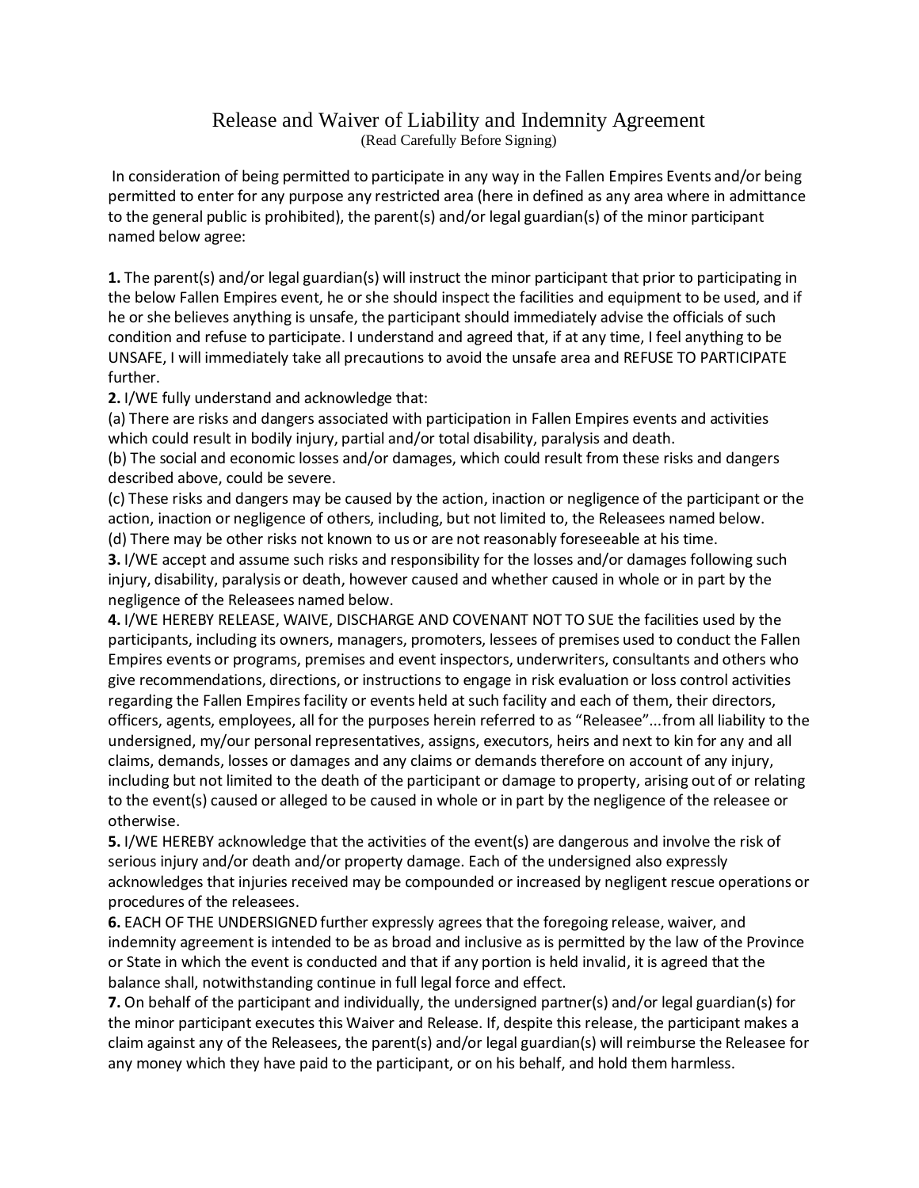# Release and Waiver of Liability and Indemnity Agreement

(Read Carefully Before Signing)

In consideration of being permitted to participate in any way in the Fallen Empires Events and/or being permitted to enter for any purpose any restricted area (here in defined as any area where in admittance to the general public is prohibited), the parent(s) and/or legal guardian(s) of the minor participant named below agree:

**1.** The parent(s) and/or legal guardian(s) will instruct the minor participant that prior to participating in the below Fallen Empires event, he or she should inspect the facilities and equipment to be used, and if he or she believes anything is unsafe, the participant should immediately advise the officials of such condition and refuse to participate. I understand and agreed that, if at any time, I feel anything to be UNSAFE, I will immediately take all precautions to avoid the unsafe area and REFUSE TO PARTICIPATE further.

**2.** I/WE fully understand and acknowledge that:

(a) There are risks and dangers associated with participation in Fallen Empires events and activities which could result in bodily injury, partial and/or total disability, paralysis and death.

(b) The social and economic losses and/or damages, which could result from these risks and dangers described above, could be severe.

(c) These risks and dangers may be caused by the action, inaction or negligence of the participant or the action, inaction or negligence of others, including, but not limited to, the Releasees named below.

(d) There may be other risks not known to us or are not reasonably foreseeable at his time.

**3.** I/WE accept and assume such risks and responsibility for the losses and/or damages following such injury, disability, paralysis or death, however caused and whether caused in whole or in part by the negligence of the Releasees named below.

**4.** I/WE HEREBY RELEASE, WAIVE, DISCHARGE AND COVENANT NOT TO SUE the facilities used by the participants, including its owners, managers, promoters, lessees of premises used to conduct the Fallen Empires events or programs, premises and event inspectors, underwriters, consultants and others who give recommendations, directions, or instructions to engage in risk evaluation or loss control activities regarding the Fallen Empires facility or events held at such facility and each of them, their directors, officers, agents, employees, all for the purposes herein referred to as "Releasee"...from all liability to the undersigned, my/our personal representatives, assigns, executors, heirs and next to kin for any and all claims, demands, losses or damages and any claims or demands therefore on account of any injury, including but not limited to the death of the participant or damage to property, arising out of or relating to the event(s) caused or alleged to be caused in whole or in part by the negligence of the releasee or otherwise.

**5.** I/WE HEREBY acknowledge that the activities of the event(s) are dangerous and involve the risk of serious injury and/or death and/or property damage. Each of the undersigned also expressly acknowledges that injuries received may be compounded or increased by negligent rescue operations or procedures of the releasees.

**6.** EACH OF THE UNDERSIGNED further expressly agrees that the foregoing release, waiver, and indemnity agreement is intended to be as broad and inclusive as is permitted by the law of the Province or State in which the event is conducted and that if any portion is held invalid, it is agreed that the balance shall, notwithstanding continue in full legal force and effect.

**7.** On behalf of the participant and individually, the undersigned partner(s) and/or legal guardian(s) for the minor participant executes this Waiver and Release. If, despite this release, the participant makes a claim against any of the Releasees, the parent(s) and/or legal guardian(s) will reimburse the Releasee for any money which they have paid to the participant, or on his behalf, and hold them harmless.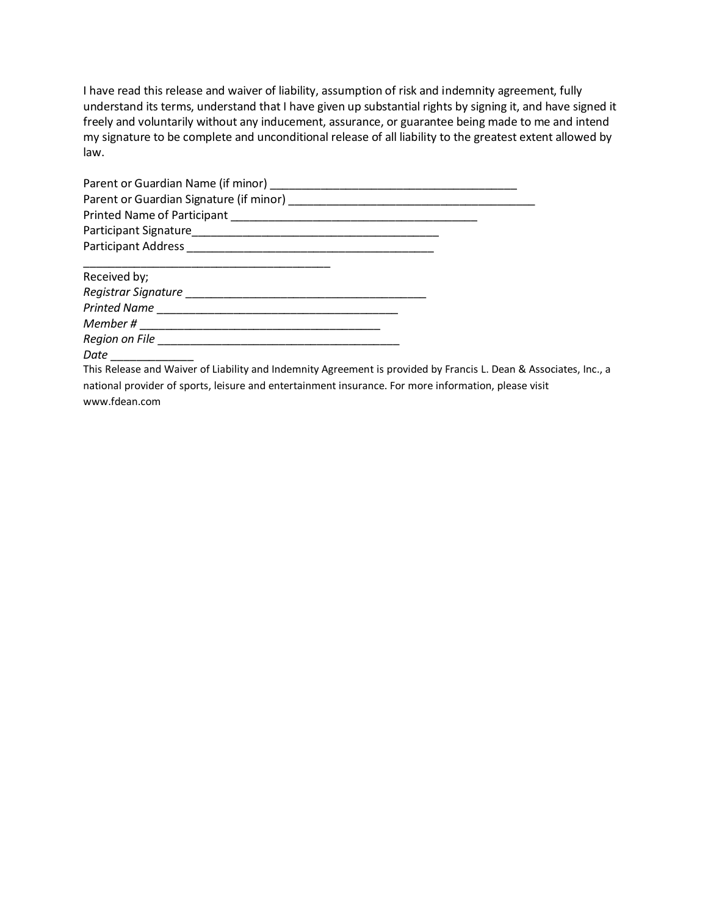I have read this release and waiver of liability, assumption of risk and indemnity agreement, fully understand its terms, understand that I have given up substantial rights by signing it, and have signed it freely and voluntarily without any inducement, assurance, or guarantee being made to me and intend my signature to be complete and unconditional release of all liability to the greatest extent allowed by law.

Parent or Guardian Name (if minor) _______________________________________

Parent or Guardian Signature (if minor) _______________________________________

Printed Name of Participant _______________________________________

Participant Signature_______________________________________

Participant Address _______________________________________

_______________________________________

Received by;

*Registrar Signature* _______________________________________

*Printed Name* _______________________________________

*Member #* _______________________________________

*Region on File* _______________________________________

*Date* _____________

This Release and Waiver of Liability and Indemnity Agreement is provided by Francis L. Dean & Associates, Inc., a national provider of sports, leisure and entertainment insurance. For more information, please visit www.fdean.com